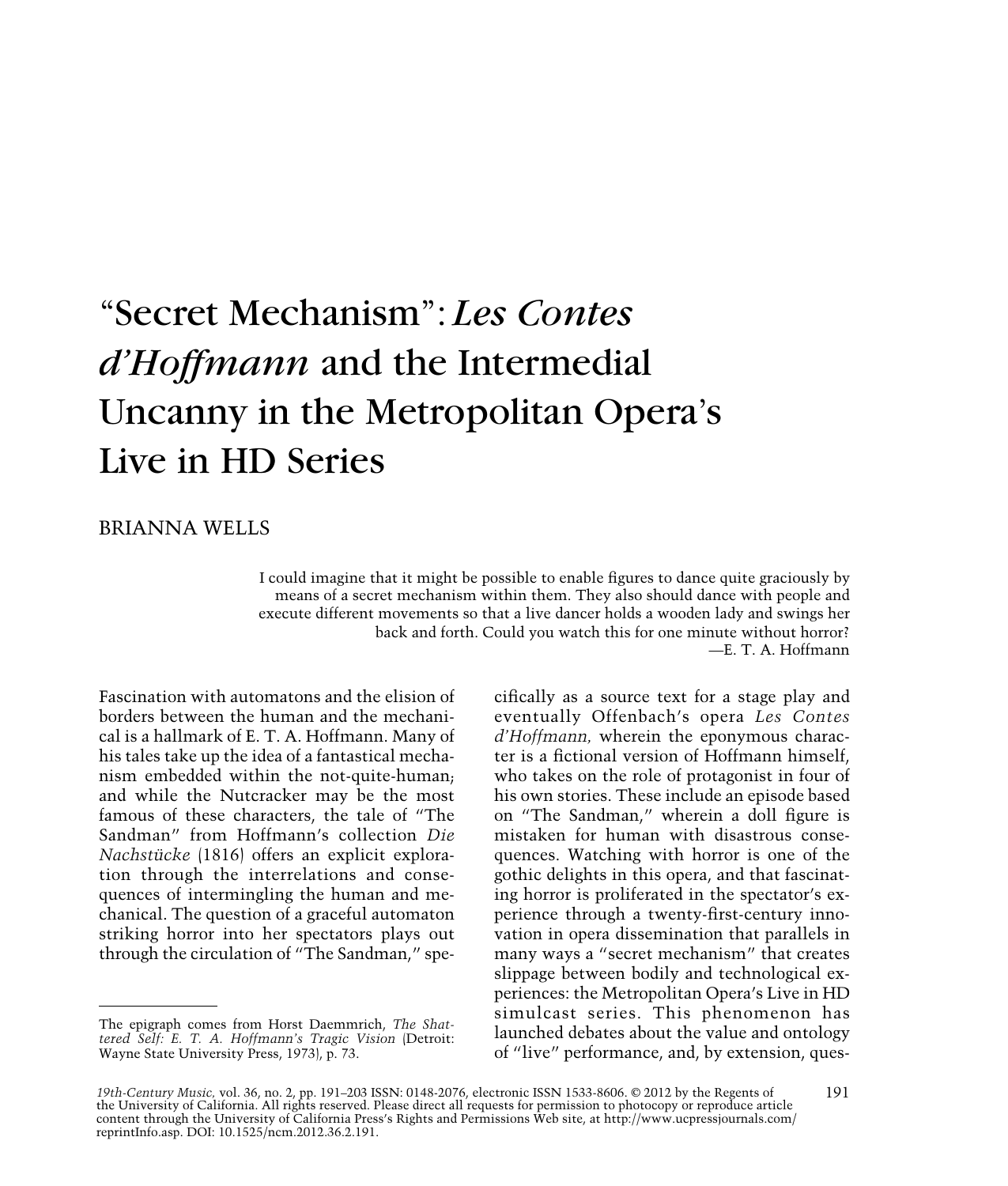# "Secret Mechanism": *Les Contes d'Hoffmann* and the Intermedial Uncanny in the Metropolitan Opera's Live in HD Series

BRIANNA WELLS

> I could imagine that it might be possible to enable figures to dance quite graciously by means of a secret mechanism within them. They also should dance with people and execute different movements so that a live dancer holds a wooden lady and swings her back and forth. Could you watch this for one minute without horror?
>
> —E. T. A. Hoffmann

Fascination with automatons and the elision of borders between the human and the mechanical is a hallmark of E. T. A. Hoffmann. Many of his tales take up the idea of a fantastical mechanism embedded within the not-quite-human; and while the Nutcracker may be the most famous of these characters, the tale of "The Sandman" from Hoffmann's collection *Die Nachstücke* (1816) offers an explicit exploration through the interrelations and consequences of intermingling the human and mechanical. The question of a graceful automaton striking horror into her spectators plays out through the circulation of "The Sandman," specifically as a source text for a stage play and eventually Offenbach's opera *Les Contes d'Hoffmann,* wherein the eponymous character is a fictional version of Hoffmann himself, who takes on the role of protagonist in four of his own stories. These include an episode based on "The Sandman," wherein a doll figure is mistaken for human with disastrous consequences. Watching with horror is one of the gothic delights in this opera, and that fascinating horror is proliferated in the spectator's experience through a twenty-first-century innovation in opera dissemination that parallels in many ways a "secret mechanism" that creates slippage between bodily and technological experiences: the Metropolitan Opera's Live in HD simulcast series. This phenomenon has launched debates about the value and ontology of "live" performance, and, by extension, ques-

---

The epigraph comes from Horst Daemmrich, *The Shattered Self: E. T. A. Hoffmann's Tragic Vision* (Detroit: Wayne State University Press, 1973), p. 73.

*19th-Century Music*, vol. 36, no. 2, pp. 191–203 ISSN: 0148-2076, electronic ISSN 1533-8606. © 2012 by the Regents of the University of California. All rights reserved. Please direct all requests for permission to photocopy or reproduce article content through the University of California Press's Rights and Permissions Web site, at http://www.ucpressjournals.com/reprintInfo.asp. DOI: 10.1525/ncm.2012.36.2.191.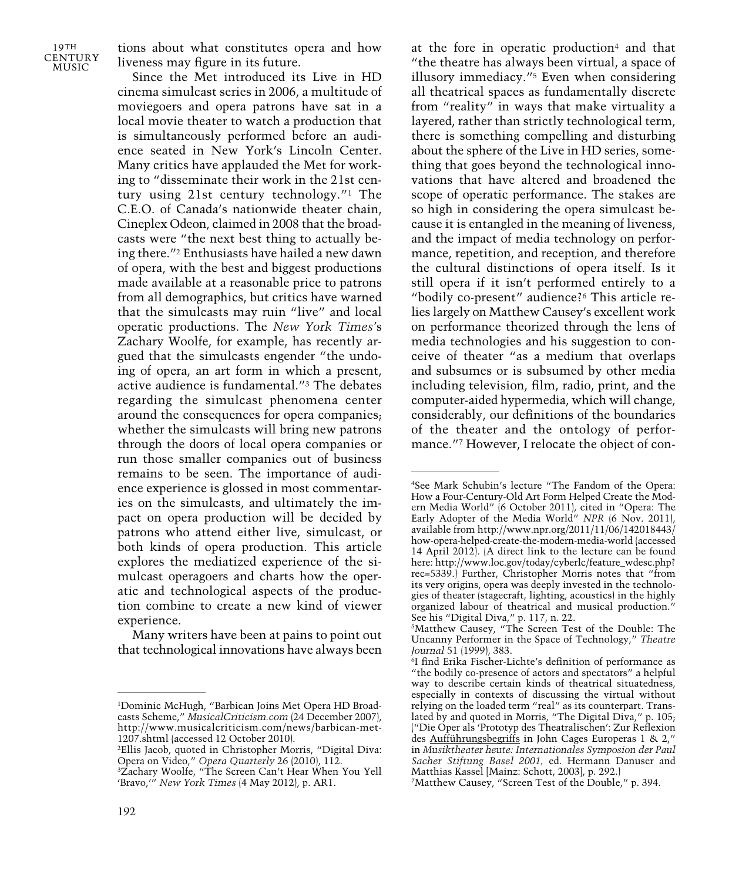tions about what constitutes opera and how liveness may figure in its future.

Since the Met introduced its Live in HD cinema simulcast series in 2006, a multitude of moviegoers and opera patrons have sat in a local movie theater to watch a production that is simultaneously performed before an audience seated in New York's Lincoln Center. Many critics have applauded the Met for working to "disseminate their work in the 21st century using 21st century technology."[1] The C.E.O. of Canada's nationwide theater chain, Cineplex Odeon, claimed in 2008 that the broadcasts were "the next best thing to actually being there."[2] Enthusiasts have hailed a new dawn of opera, with the best and biggest productions made available at a reasonable price to patrons from all demographics, but critics have warned that the simulcasts may ruin "live" and local operatic productions. The *New York Times*'s Zachary Woolfe, for example, has recently argued that the simulcasts engender "the undoing of opera, an art form in which a present, active audience is fundamental."[3] The debates regarding the simulcast phenomena center around the consequences for opera companies; whether the simulcasts will bring new patrons through the doors of local opera companies or run those smaller companies out of business remains to be seen. The importance of audience experience is glossed in most commentaries on the simulcasts, and ultimately the impact on opera production will be decided by patrons who attend either live, simulcast, or both kinds of opera production. This article explores the mediatized experience of the simulcast operagoers and charts how the operatic and technological aspects of the production combine to create a new kind of viewer experience.

Many writers have been at pains to point out that technological innovations have always been at the fore in operatic production[4] and that "the theatre has always been virtual, a space of illusory immediacy."[5] Even when considering all theatrical spaces as fundamentally discrete from "reality" in ways that make virtuality a layered, rather than strictly technological term, there is something compelling and disturbing about the sphere of the Live in HD series, something that goes beyond the technological innovations that have altered and broadened the scope of operatic performance. The stakes are so high in considering the opera simulcast because it is entangled in the meaning of liveness, and the impact of media technology on performance, repetition, and reception, and therefore the cultural distinctions of opera itself. Is it still opera if it isn't performed entirely to a "bodily co-present" audience?[6] This article relies largely on Matthew Causey's excellent work on performance theorized through the lens of media technologies and his suggestion to conceive of theater "as a medium that overlaps and subsumes or is subsumed by other media including television, film, radio, print, and the computer-aided hypermedia, which will change, considerably, our definitions of the boundaries of the theater and the ontology of performance."[7] However, I relocate the object of con-

---

[1]Dominic McHugh, "Barbican Joins Met Opera HD Broadcasts Scheme," *MusicalCriticism.com* (24 December 2007), http://www.musicalcriticism.com/news/barbican-met-1207.shtml (accessed 12 October 2010).

[2]Ellis Jacob, quoted in Christopher Morris, "Digital Diva: Opera on Video," *Opera Quarterly* 26 (2010), 112.

[3]Zachary Woolfe, "The Screen Can't Hear When You Yell 'Bravo,'" *New York Times* (4 May 2012), p. AR1.

[4]See Mark Schubin's lecture "The Fandom of the Opera: How a Four-Century-Old Art Form Helped Create the Modern Media World" (6 October 2011), cited in "Opera: The Early Adopter of the Media World" *NPR* (6 Nov. 2011), available from http://www.npr.org/2011/11/06/142018443/how-opera-helped-create-the-modern-media-world (accessed 14 April 2012). (A direct link to the lecture can be found here: http://www.loc.gov/today/cyberlc/feature_wdesc.php?rec=5339.) Further, Christopher Morris notes that "from its very origins, opera was deeply invested in the technologies of theater (stagecraft, lighting, acoustics) in the highly organized labour of theatrical and musical production." See his "Digital Diva," p. 117, n. 22.

[5]Matthew Causey, "The Screen Test of the Double: The Uncanny Performer in the Space of Technology," *Theatre Journal* 51 (1999), 383.

[6]I find Erika Fischer-Lichte's definition of performance as "the bodily co-presence of actors and spectators" a helpful way to describe certain kinds of theatrical situatedness, especially in contexts of discussing the virtual without relying on the loaded term "real" as its counterpart. Translated by and quoted in Morris, "The Digital Diva," p. 105; ("Die Oper als 'Prototyp des Theatralischen': Zur Reflexion des Aufführungsbegriffs in John Cages Europeras 1 & 2," in *Musiktheater heute: Internationales Symposion der Paul Sacher Stiftung Basel 2001*, ed. Hermann Danuser and Matthias Kassel [Mainz: Schott, 2003], p. 292.)

[7]Matthew Causey, "Screen Test of the Double," p. 394.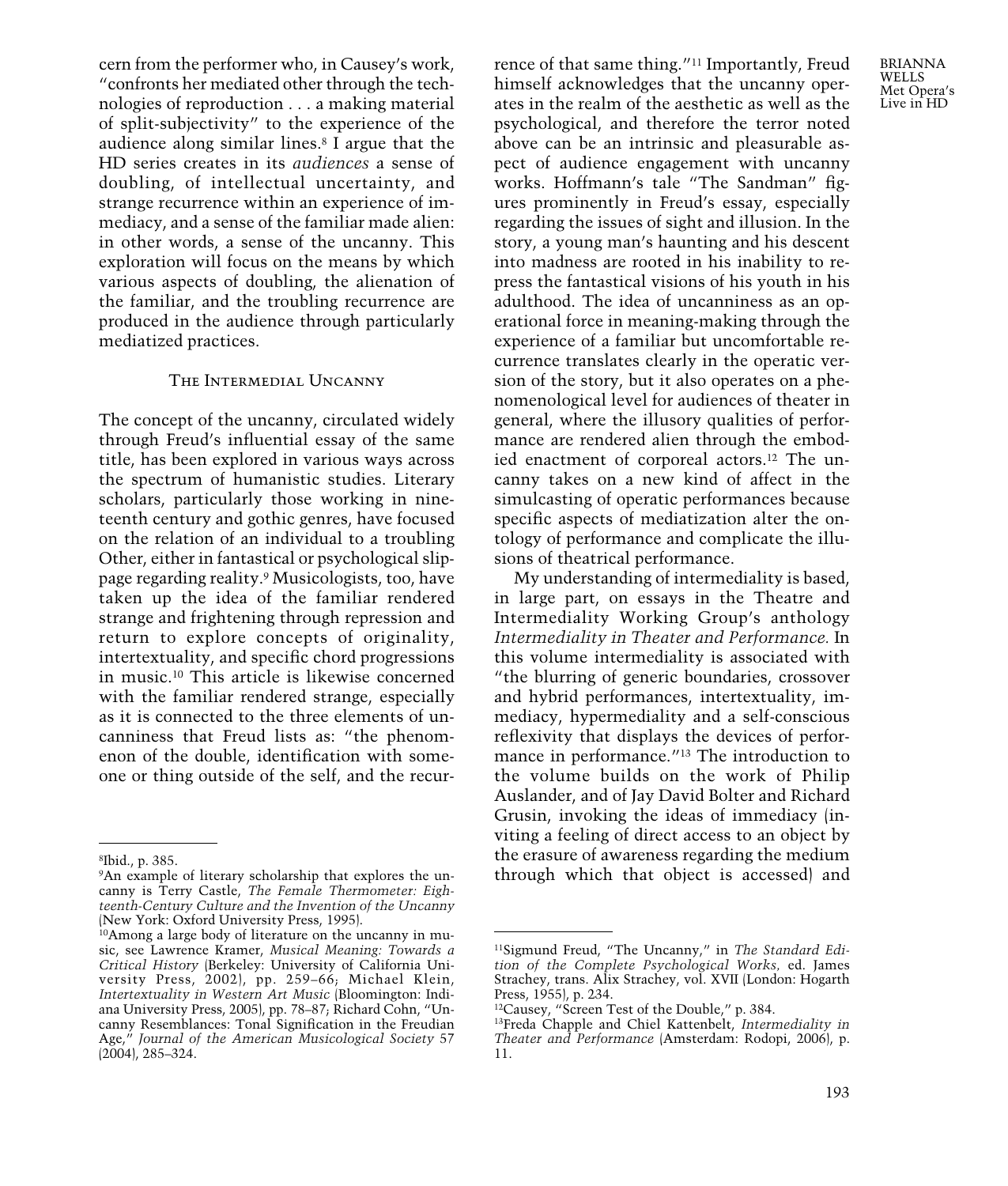cern from the performer who, in Causey's work, "confronts her mediated other through the technologies of reproduction . . . a making material of split-subjectivity" to the experience of the audience along similar lines.[8] I argue that the HD series creates in its *audiences* a sense of doubling, of intellectual uncertainty, and strange recurrence within an experience of immediacy, and a sense of the familiar made alien: in other words, a sense of the uncanny. This exploration will focus on the means by which various aspects of doubling, the alienation of the familiar, and the troubling recurrence are produced in the audience through particularly mediatized practices.

## The Intermedial Uncanny

The concept of the uncanny, circulated widely through Freud's influential essay of the same title, has been explored in various ways across the spectrum of humanistic studies. Literary scholars, particularly those working in nineteenth century and gothic genres, have focused on the relation of an individual to a troubling Other, either in fantastical or psychological slippage regarding reality.[9] Musicologists, too, have taken up the idea of the familiar rendered strange and frightening through repression and return to explore concepts of originality, intertextuality, and specific chord progressions in music.[10] This article is likewise concerned with the familiar rendered strange, especially as it is connected to the three elements of uncanniness that Freud lists as: "the phenomenon of the double, identification with someone or thing outside of the self, and the recurrence of that same thing."[11] Importantly, Freud himself acknowledges that the uncanny operates in the realm of the aesthetic as well as the psychological, and therefore the terror noted above can be an intrinsic and pleasurable aspect of audience engagement with uncanny works. Hoffmann's tale "The Sandman" figures prominently in Freud's essay, especially regarding the issues of sight and illusion. In the story, a young man's haunting and his descent into madness are rooted in his inability to repress the fantastical visions of his youth in his adulthood. The idea of uncanniness as an operational force in meaning-making through the experience of a familiar but uncomfortable recurrence translates clearly in the operatic version of the story, but it also operates on a phenomenological level for audiences of theater in general, where the illusory qualities of performance are rendered alien through the embodied enactment of corporeal actors.[12] The uncanny takes on a new kind of affect in the simulcasting of operatic performances because specific aspects of mediatization alter the ontology of performance and complicate the illusions of theatrical performance.

My understanding of intermediality is based, in large part, on essays in the Theatre and Intermediality Working Group's anthology *Intermediality in Theater and Performance.* In this volume intermediality is associated with "the blurring of generic boundaries, crossover and hybrid performances, intertextuality, immediacy, hypermediality and a self-conscious reflexivity that displays the devices of performance in performance."[13] The introduction to the volume builds on the work of Philip Auslander, and of Jay David Bolter and Richard Grusin, invoking the ideas of immediacy (inviting a feeling of direct access to an object by the erasure of awareness regarding the medium through which that object is accessed) and

---

[8] Ibid., p. 385.

[9] An example of literary scholarship that explores the uncanny is Terry Castle, *The Female Thermometer: Eighteenth-Century Culture and the Invention of the Uncanny* (New York: Oxford University Press, 1995).

[10] Among a large body of literature on the uncanny in music, see Lawrence Kramer, *Musical Meaning: Towards a Critical History* (Berkeley: University of California University Press, 2002), pp. 259–66; Michael Klein, *Intertextuality in Western Art Music* (Bloomington: Indiana University Press, 2005), pp. 78–87; Richard Cohn, "Uncanny Resemblances: Tonal Signification in the Freudian Age," *Journal of the American Musicological Society* 57 (2004), 285–324.

[11] Sigmund Freud, "The Uncanny," in *The Standard Edition of the Complete Psychological Works*, ed. James Strachey, trans. Alix Strachey, vol. XVII (London: Hogarth Press, 1955), p. 234.

[12] Causey, "Screen Test of the Double," p. 384.

[13] Freda Chapple and Chiel Kattenbelt, *Intermediality in Theater and Performance* (Amsterdam: Rodopi, 2006), p. 11.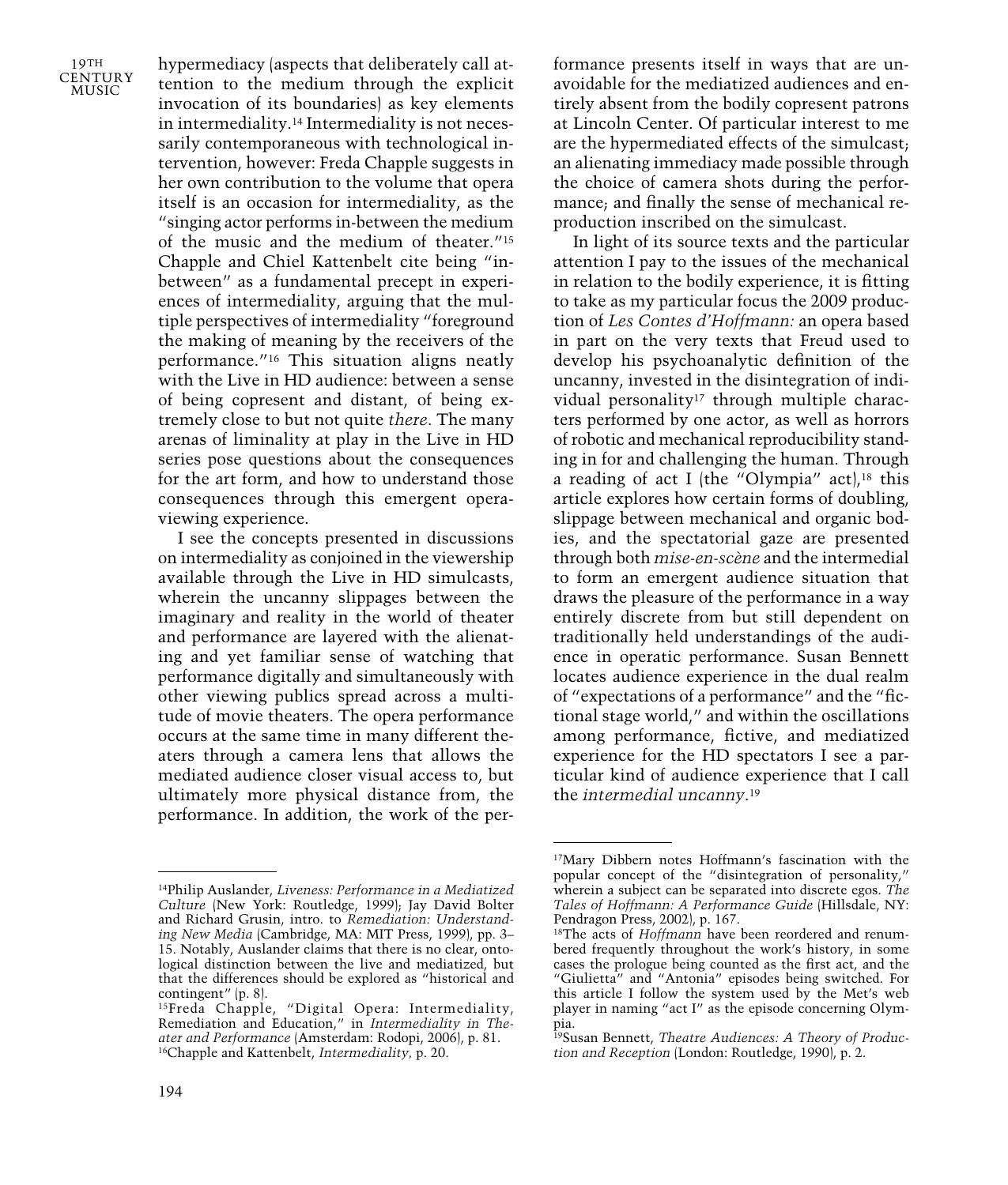hypermediacy (aspects that deliberately call attention to the medium through the explicit invocation of its boundaries) as key elements in intermediality.[14] Intermediality is not necessarily contemporaneous with technological intervention, however: Freda Chapple suggests in her own contribution to the volume that opera itself is an occasion for intermediality, as the "singing actor performs in-between the medium of the music and the medium of theater."[15] Chapple and Chiel Kattenbelt cite being "in-between" as a fundamental precept in experiences of intermediality, arguing that the multiple perspectives of intermediality "foreground the making of meaning by the receivers of the performance."[16] This situation aligns neatly with the Live in HD audience: between a sense of being copresent and distant, of being extremely close to but not quite *there*. The many arenas of liminality at play in the Live in HD series pose questions about the consequences for the art form, and how to understand those consequences through this emergent opera-viewing experience.

I see the concepts presented in discussions on intermediality as conjoined in the viewership available through the Live in HD simulcasts, wherein the uncanny slippages between the imaginary and reality in the world of theater and performance are layered with the alienating and yet familiar sense of watching that performance digitally and simultaneously with other viewing publics spread across a multitude of movie theaters. The opera performance occurs at the same time in many different theaters through a camera lens that allows the mediated audience closer visual access to, but ultimately more physical distance from, the performance. In addition, the work of the performance presents itself in ways that are unavoidable for the mediatized audiences and entirely absent from the bodily copresent patrons at Lincoln Center. Of particular interest to me are the hypermediated effects of the simulcast; an alienating immediacy made possible through the choice of camera shots during the performance; and finally the sense of mechanical reproduction inscribed on the simulcast.

In light of its source texts and the particular attention I pay to the issues of the mechanical in relation to the bodily experience, it is fitting to take as my particular focus the 2009 production of *Les Contes d'Hoffmann:* an opera based in part on the very texts that Freud used to develop his psychoanalytic definition of the uncanny, invested in the disintegration of individual personality[17] through multiple characters performed by one actor, as well as horrors of robotic and mechanical reproducibility standing in for and challenging the human. Through a reading of act I (the "Olympia" act),[18] this article explores how certain forms of doubling, slippage between mechanical and organic bodies, and the spectatorial gaze are presented through both *mise-en-scène* and the intermedial to form an emergent audience situation that draws the pleasure of the performance in a way entirely discrete from but still dependent on traditionally held understandings of the audience in operatic performance. Susan Bennett locates audience experience in the dual realm of "expectations of a performance" and the "fictional stage world," and within the oscillations among performance, fictive, and mediatized experience for the HD spectators I see a particular kind of audience experience that I call the *intermedial uncanny*.[19]

---

[14] Philip Auslander, *Liveness: Performance in a Mediatized Culture* (New York: Routledge, 1999); Jay David Bolter and Richard Grusin, intro. to *Remediation: Understanding New Media* (Cambridge, MA: MIT Press, 1999), pp. 3–15. Notably, Auslander claims that there is no clear, ontological distinction between the live and mediatized, but that the differences should be explored as "historical and contingent" (p. 8).

[15] Freda Chapple, "Digital Opera: Intermediality, Remediation and Education," in *Intermediality in Theater and Performance* (Amsterdam: Rodopi, 2006), p. 81.

[16] Chapple and Kattenbelt, *Intermediality*, p. 20.

[17] Mary Dibbern notes Hoffmann's fascination with the popular concept of the "disintegration of personality," wherein a subject can be separated into discrete egos. *The Tales of Hoffmann: A Performance Guide* (Hillsdale, NY: Pendragon Press, 2002), p. 167.

[18] The acts of *Hoffmann* have been reordered and renumbered frequently throughout the work's history, in some cases the prologue being counted as the first act, and the "Giulietta" and "Antonia" episodes being switched. For this article I follow the system used by the Met's web player in naming "act I" as the episode concerning Olympia.

[19] Susan Bennett, *Theatre Audiences: A Theory of Production and Reception* (London: Routledge, 1990), p. 2.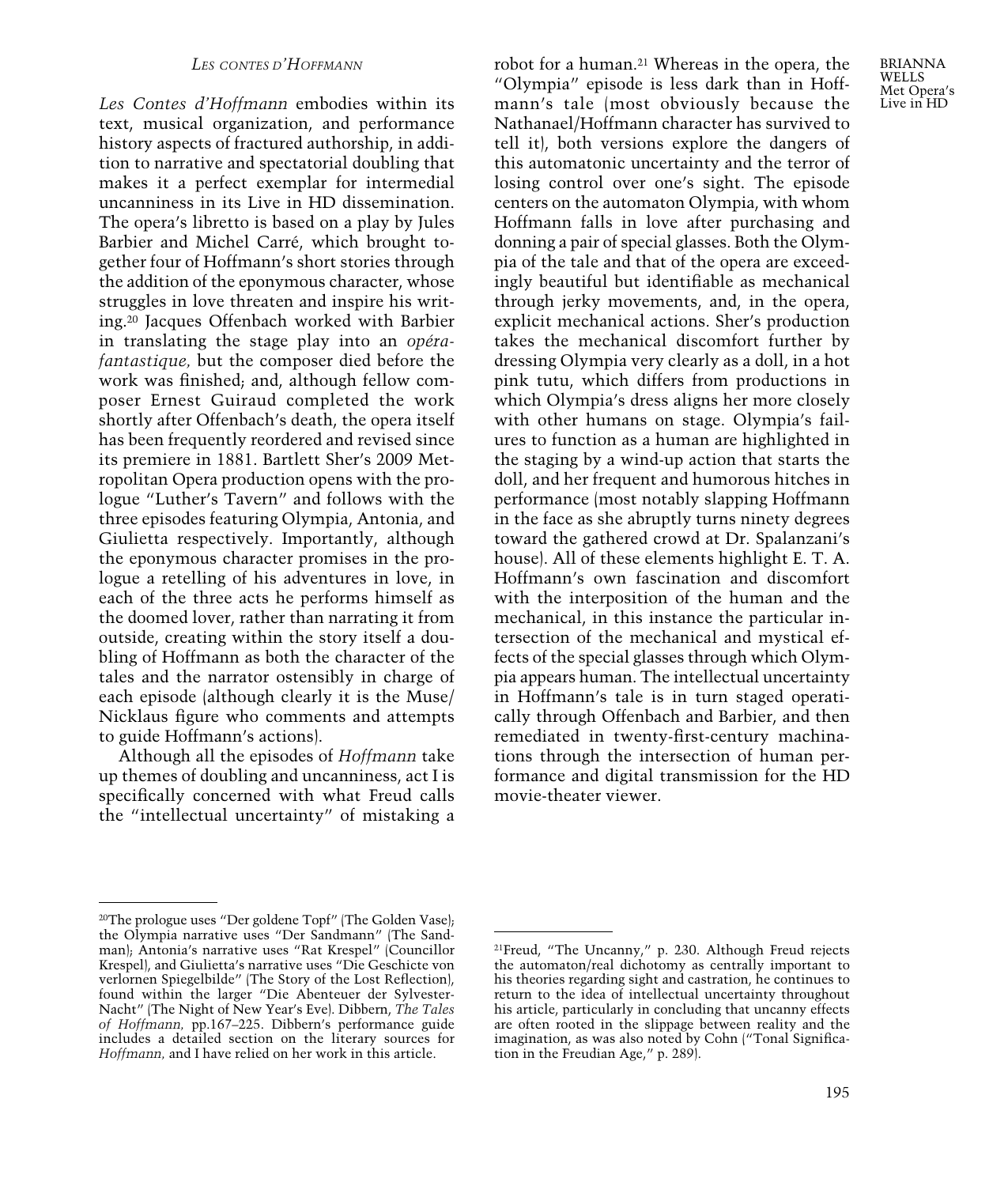## *Les contes d'Hoffmann*

*Les Contes d'Hoffmann* embodies within its text, musical organization, and performance history aspects of fractured authorship, in addition to narrative and spectatorial doubling that makes it a perfect exemplar for intermedial uncanniness in its Live in HD dissemination. The opera's libretto is based on a play by Jules Barbier and Michel Carré, which brought together four of Hoffmann's short stories through the addition of the eponymous character, whose struggles in love threaten and inspire his writing.[20] Jacques Offenbach worked with Barbier in translating the stage play into an *opéra-fantastique,* but the composer died before the work was finished; and, although fellow composer Ernest Guiraud completed the work shortly after Offenbach's death, the opera itself has been frequently reordered and revised since its premiere in 1881. Bartlett Sher's 2009 Metropolitan Opera production opens with the prologue "Luther's Tavern" and follows with the three episodes featuring Olympia, Antonia, and Giulietta respectively. Importantly, although the eponymous character promises in the prologue a retelling of his adventures in love, in each of the three acts he performs himself as the doomed lover, rather than narrating it from outside, creating within the story itself a doubling of Hoffmann as both the character of the tales and the narrator ostensibly in charge of each episode (although clearly it is the Muse/Nicklaus figure who comments and attempts to guide Hoffmann's actions).

Although all the episodes of *Hoffmann* take up themes of doubling and uncanniness, act I is specifically concerned with what Freud calls the "intellectual uncertainty" of mistaking a robot for a human.[21] Whereas in the opera, the "Olympia" episode is less dark than in Hoffmann's tale (most obviously because the Nathanael/Hoffmann character has survived to tell it), both versions explore the dangers of this automatonic uncertainty and the terror of losing control over one's sight. The episode centers on the automaton Olympia, with whom Hoffmann falls in love after purchasing and donning a pair of special glasses. Both the Olympia of the tale and that of the opera are exceedingly beautiful but identifiable as mechanical through jerky movements, and, in the opera, explicit mechanical actions. Sher's production takes the mechanical discomfort further by dressing Olympia very clearly as a doll, in a hot pink tutu, which differs from productions in which Olympia's dress aligns her more closely with other humans on stage. Olympia's failures to function as a human are highlighted in the staging by a wind-up action that starts the doll, and her frequent and humorous hitches in performance (most notably slapping Hoffmann in the face as she abruptly turns ninety degrees toward the gathered crowd at Dr. Spalanzani's house). All of these elements highlight E. T. A. Hoffmann's own fascination and discomfort with the interposition of the human and the mechanical, in this instance the particular intersection of the mechanical and mystical effects of the special glasses through which Olympia appears human. The intellectual uncertainty in Hoffmann's tale is in turn staged operatically through Offenbach and Barbier, and then remediated in twenty-first-century machinations through the intersection of human performance and digital transmission for the HD movie-theater viewer.

---

[20]The prologue uses "Der goldene Topf" (The Golden Vase); the Olympia narrative uses "Der Sandmann" (The Sandman); Antonia's narrative uses "Rat Krespel" (Councillor Krespel), and Giulietta's narrative uses "Die Geschicte von verlornen Spiegelbilde" (The Story of the Lost Reflection), found within the larger "Die Abenteuer der Sylvester-Nacht" (The Night of New Year's Eve). Dibbern, *The Tales of Hoffmann,* pp.167–225. Dibbern's performance guide includes a detailed section on the literary sources for *Hoffmann,* and I have relied on her work in this article.

[21]Freud, "The Uncanny," p. 230. Although Freud rejects the automaton/real dichotomy as centrally important to his theories regarding sight and castration, he continues to return to the idea of intellectual uncertainty throughout his article, particularly in concluding that uncanny effects are often rooted in the slippage between reality and the imagination, as was also noted by Cohn ("Tonal Signification in the Freudian Age," p. 289).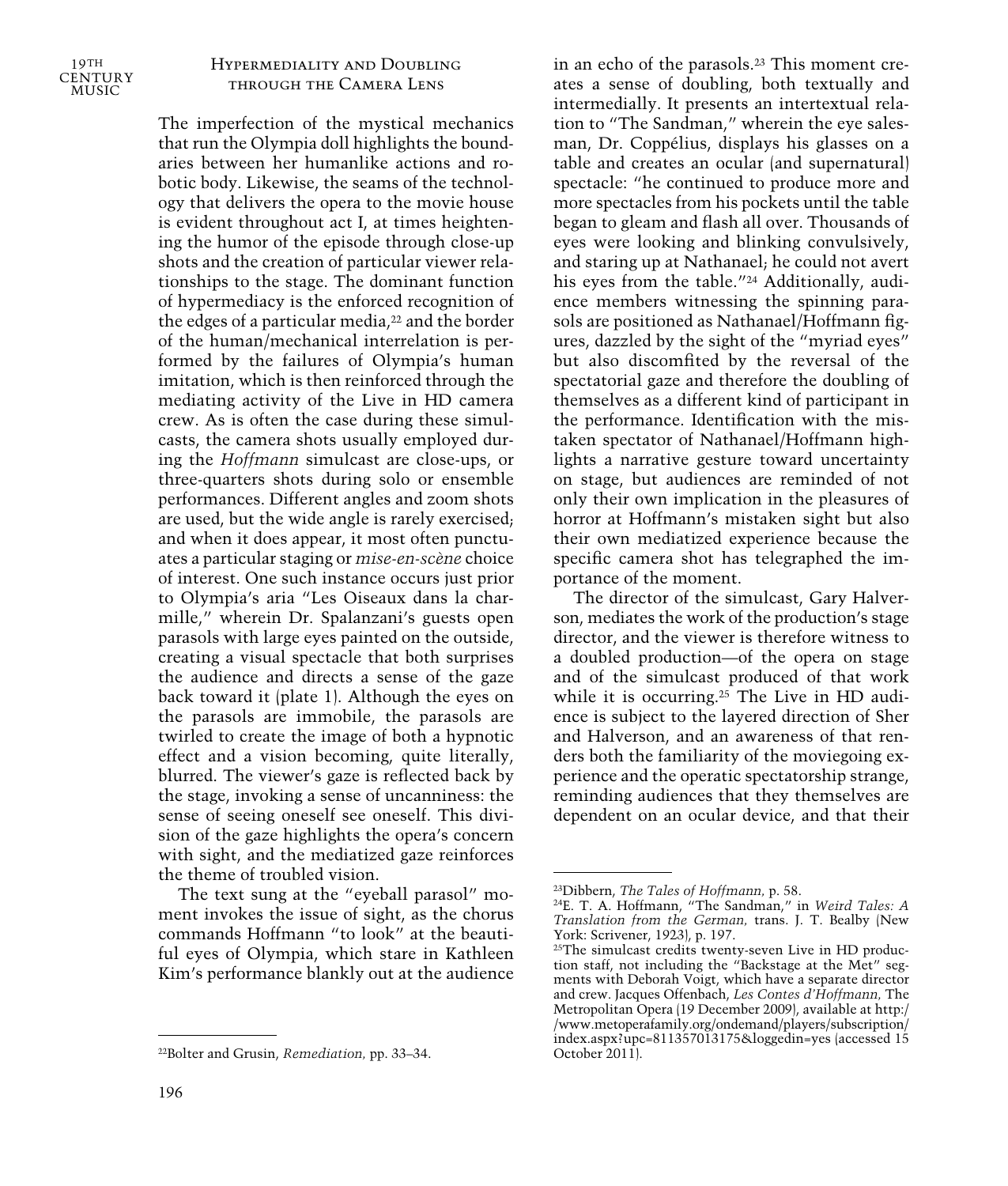## Hypermediality and Doubling through the Camera Lens

The imperfection of the mystical mechanics that run the Olympia doll highlights the boundaries between her humanlike actions and robotic body. Likewise, the seams of the technology that delivers the opera to the movie house is evident throughout act I, at times heightening the humor of the episode through close-up shots and the creation of particular viewer relationships to the stage. The dominant function of hypermediacy is the enforced recognition of the edges of a particular media,[22] and the border of the human/mechanical interrelation is performed by the failures of Olympia's human imitation, which is then reinforced through the mediating activity of the Live in HD camera crew. As is often the case during these simulcasts, the camera shots usually employed during the *Hoffmann* simulcast are close-ups, or three-quarters shots during solo or ensemble performances. Different angles and zoom shots are used, but the wide angle is rarely exercised; and when it does appear, it most often punctuates a particular staging or *mise-en-scène* choice of interest. One such instance occurs just prior to Olympia's aria "Les Oiseaux dans la charmille," wherein Dr. Spalanzani's guests open parasols with large eyes painted on the outside, creating a visual spectacle that both surprises the audience and directs a sense of the gaze back toward it (plate 1). Although the eyes on the parasols are immobile, the parasols are twirled to create the image of both a hypnotic effect and a vision becoming, quite literally, blurred. The viewer's gaze is reflected back by the stage, invoking a sense of uncanniness: the sense of seeing oneself see oneself. This division of the gaze highlights the opera's concern with sight, and the mediatized gaze reinforces the theme of troubled vision.

The text sung at the "eyeball parasol" moment invokes the issue of sight, as the chorus commands Hoffmann "to look" at the beautiful eyes of Olympia, which stare in Kathleen Kim's performance blankly out at the audience in an echo of the parasols.[23] This moment creates a sense of doubling, both textually and intermedially. It presents an intertextual relation to "The Sandman," wherein the eye salesman, Dr. Coppélius, displays his glasses on a table and creates an ocular (and supernatural) spectacle: "he continued to produce more and more spectacles from his pockets until the table began to gleam and flash all over. Thousands of eyes were looking and blinking convulsively, and staring up at Nathanael; he could not avert his eyes from the table."[24] Additionally, audience members witnessing the spinning parasols are positioned as Nathanael/Hoffmann figures, dazzled by the sight of the "myriad eyes" but also discomfited by the reversal of the spectatorial gaze and therefore the doubling of themselves as a different kind of participant in the performance. Identification with the mistaken spectator of Nathanael/Hoffmann highlights a narrative gesture toward uncertainty on stage, but audiences are reminded of not only their own implication in the pleasures of horror at Hoffmann's mistaken sight but also their own mediatized experience because the specific camera shot has telegraphed the importance of the moment.

The director of the simulcast, Gary Halverson, mediates the work of the production's stage director, and the viewer is therefore witness to a doubled production—of the opera on stage and of the simulcast produced of that work while it is occurring.[25] The Live in HD audience is subject to the layered direction of Sher and Halverson, and an awareness of that renders both the familiarity of the moviegoing experience and the operatic spectatorship strange, reminding audiences that they themselves are dependent on an ocular device, and that their

---

[22] Bolter and Grusin, *Remediation,* pp. 33–34.

[23] Dibbern, *The Tales of Hoffmann,* p. 58.

[24] E. T. A. Hoffmann, "The Sandman," in *Weird Tales: A Translation from the German,* trans. J. T. Bealby (New York: Scrivener, 1923), p. 197.

[25] The simulcast credits twenty-seven Live in HD production staff, not including the "Backstage at the Met" segments with Deborah Voigt, which have a separate director and crew. Jacques Offenbach, *Les Contes d'Hoffmann,* The Metropolitan Opera (19 December 2009), available at http://www.metoperafamily.org/ondemand/players/subscription/index.aspx?upc=811357013175&loggedin=yes (accessed 15 October 2011).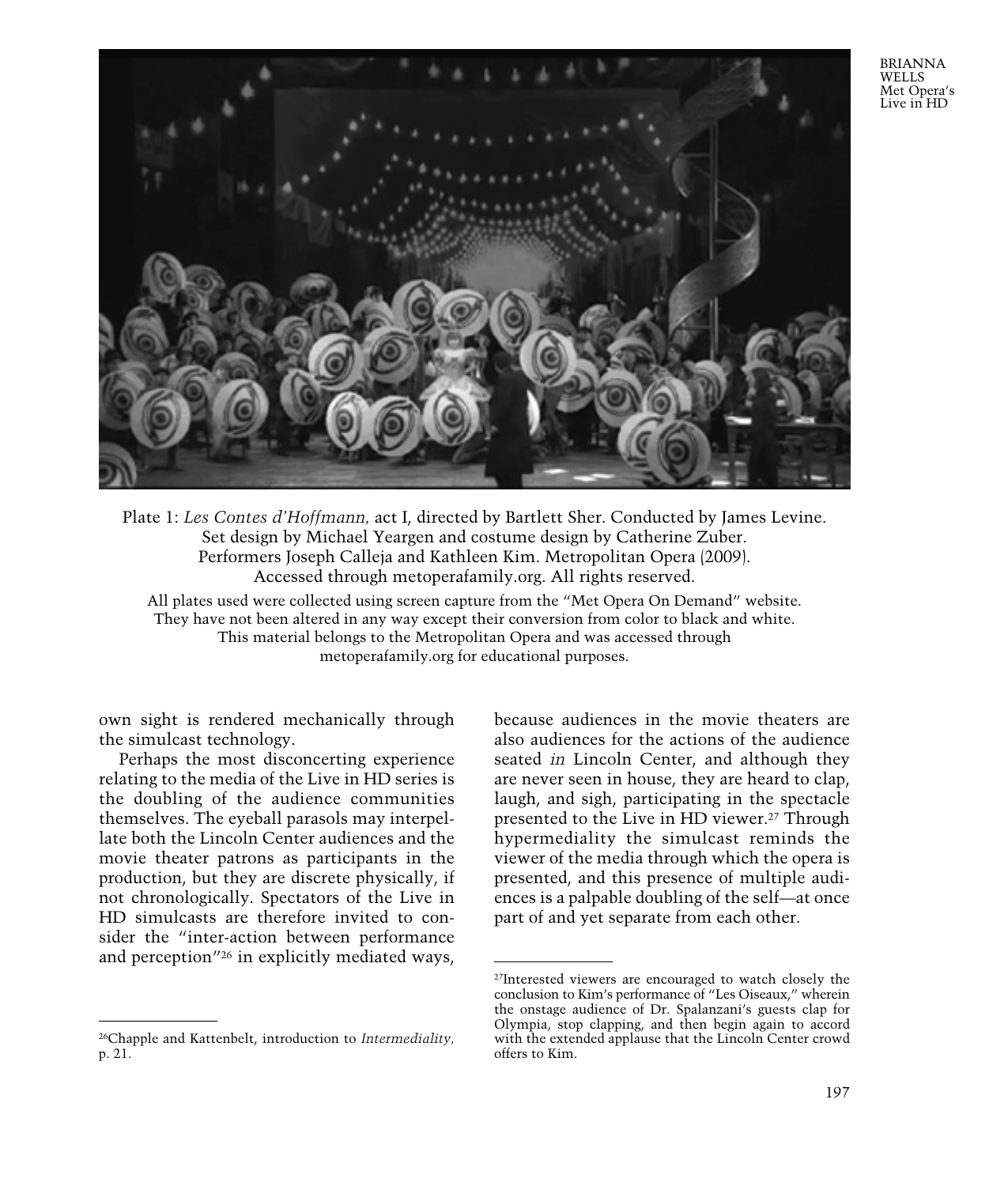Plate 1: *Les Contes d'Hoffmann,* act I, directed by Bartlett Sher. Conducted by James Levine. Set design by Michael Yeargen and costume design by Catherine Zuber. Performers Joseph Calleja and Kathleen Kim. Metropolitan Opera (2009). Accessed through metoperafamily.org. All rights reserved.

All plates used were collected using screen capture from the "Met Opera On Demand" website. They have not been altered in any way except their conversion from color to black and white. This material belongs to the Metropolitan Opera and was accessed through metoperafamily.org for educational purposes.

own sight is rendered mechanically through the simulcast technology.

Perhaps the most disconcerting experience relating to the media of the Live in HD series is the doubling of the audience communities themselves. The eyeball parasols may interpellate both the Lincoln Center audiences and the movie theater patrons as participants in the production, but they are discrete physically, if not chronologically. Spectators of the Live in HD simulcasts are therefore invited to consider the "inter-action between performance and perception"[26] in explicitly mediated ways, because audiences in the movie theaters are also audiences for the actions of the audience seated *in* Lincoln Center, and although they are never seen in house, they are heard to clap, laugh, and sigh, participating in the spectacle presented to the Live in HD viewer.[27] Through hypermediality the simulcast reminds the viewer of the media through which the opera is presented, and this presence of multiple audiences is a palpable doubling of the self—at once part of and yet separate from each other.

---

[26]Chapple and Kattenbelt, introduction to *Intermediality,* p. 21.

[27]Interested viewers are encouraged to watch closely the conclusion to Kim's performance of "Les Oiseaux," wherein the onstage audience of Dr. Spalanzani's guests clap for Olympia, stop clapping, and then begin again to accord with the extended applause that the Lincoln Center crowd offers to Kim.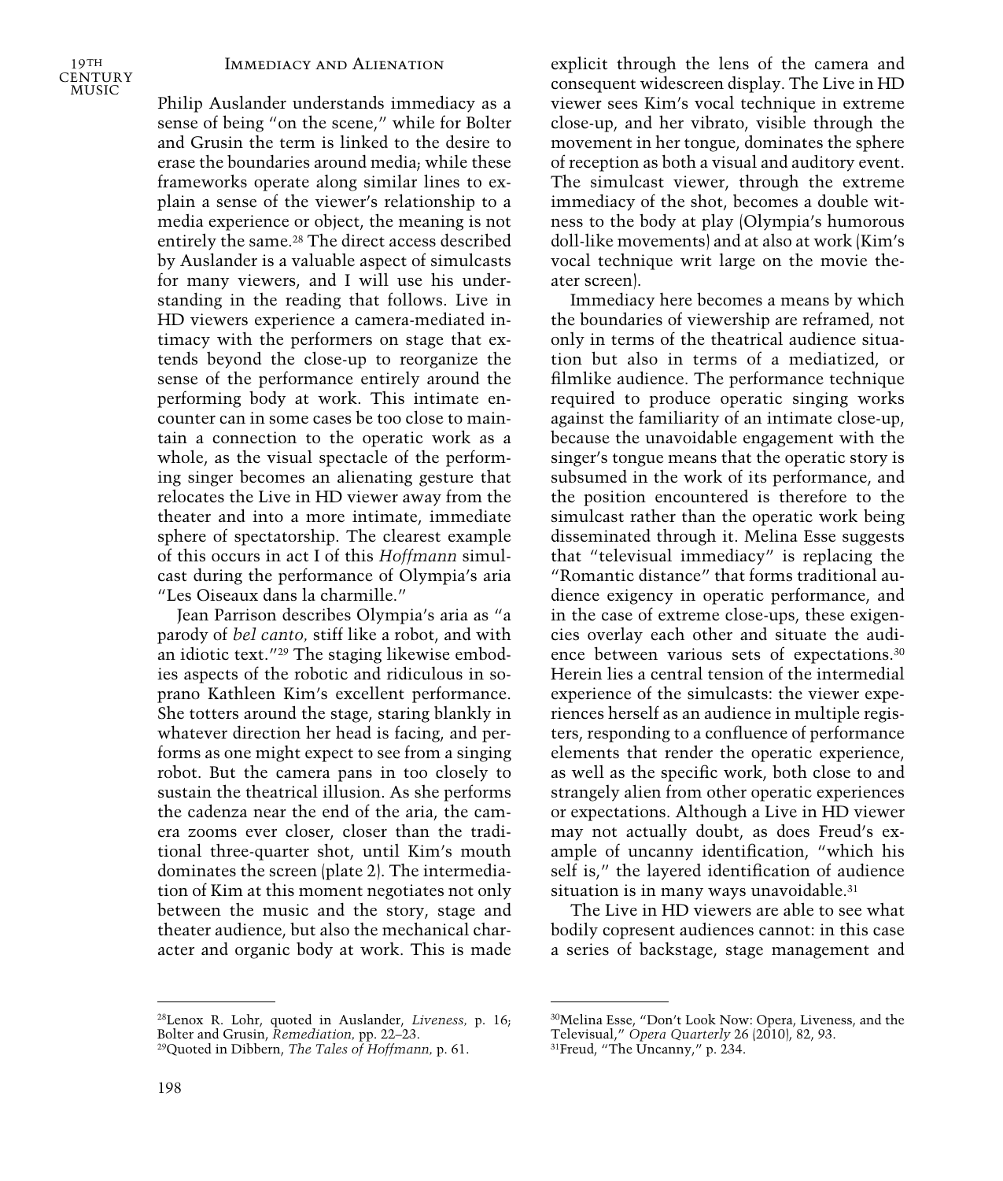Philip Auslander understands immediacy as a sense of being "on the scene," while for Bolter and Grusin the term is linked to the desire to erase the boundaries around media; while these frameworks operate along similar lines to explain a sense of the viewer's relationship to a media experience or object, the meaning is not entirely the same.[28] The direct access described by Auslander is a valuable aspect of simulcasts for many viewers, and I will use his understanding in the reading that follows. Live in HD viewers experience a camera-mediated intimacy with the performers on stage that extends beyond the close-up to reorganize the sense of the performance entirely around the performing body at work. This intimate encounter can in some cases be too close to maintain a connection to the operatic work as a whole, as the visual spectacle of the performing singer becomes an alienating gesture that relocates the Live in HD viewer away from the theater and into a more intimate, immediate sphere of spectatorship. The clearest example of this occurs in act I of this *Hoffmann* simulcast during the performance of Olympia's aria "Les Oiseaux dans la charmille."

Jean Parrison describes Olympia's aria as "a parody of *bel canto,* stiff like a robot, and with an idiotic text."[29] The staging likewise embodies aspects of the robotic and ridiculous in soprano Kathleen Kim's excellent performance. She totters around the stage, staring blankly in whatever direction her head is facing, and performs as one might expect to see from a singing robot. But the camera pans in too closely to sustain the theatrical illusion. As she performs the cadenza near the end of the aria, the camera zooms ever closer, closer than the traditional three-quarter shot, until Kim's mouth dominates the screen (plate 2). The intermediation of Kim at this moment negotiates not only between the music and the story, stage and theater audience, but also the mechanical character and organic body at work. This is made explicit through the lens of the camera and consequent widescreen display. The Live in HD viewer sees Kim's vocal technique in extreme close-up, and her vibrato, visible through the movement in her tongue, dominates the sphere of reception as both a visual and auditory event. The simulcast viewer, through the extreme immediacy of the shot, becomes a double witness to the body at play (Olympia's humorous doll-like movements) and at also at work (Kim's vocal technique writ large on the movie theater screen).

Immediacy here becomes a means by which the boundaries of viewership are reframed, not only in terms of the theatrical audience situation but also in terms of a mediatized, or filmlike audience. The performance technique required to produce operatic singing works against the familiarity of an intimate close-up, because the unavoidable engagement with the singer's tongue means that the operatic story is subsumed in the work of its performance, and the position encountered is therefore to the simulcast rather than the operatic work being disseminated through it. Melina Esse suggests that "televisual immediacy" is replacing the "Romantic distance" that forms traditional audience exigency in operatic performance, and in the case of extreme close-ups, these exigencies overlay each other and situate the audience between various sets of expectations.[30] Herein lies a central tension of the intermedial experience of the simulcasts: the viewer experiences herself as an audience in multiple registers, responding to a confluence of performance elements that render the operatic experience, as well as the specific work, both close to and strangely alien from other operatic experiences or expectations. Although a Live in HD viewer may not actually doubt, as does Freud's example of uncanny identification, "which his self is," the layered identification of audience situation is in many ways unavoidable.[31]

The Live in HD viewers are able to see what bodily copresent audiences cannot: in this case a series of backstage, stage management and

---

[28]Lenox R. Lohr, quoted in Auslander, *Liveness,* p. 16; Bolter and Grusin, *Remediation,* pp. 22–23.

[29]Quoted in Dibbern, *The Tales of Hoffmann,* p. 61.

[30]Melina Esse, "Don't Look Now: Opera, Liveness, and the Televisual," *Opera Quarterly* 26 (2010), 82, 93.

[31]Freud, "The Uncanny," p. 234.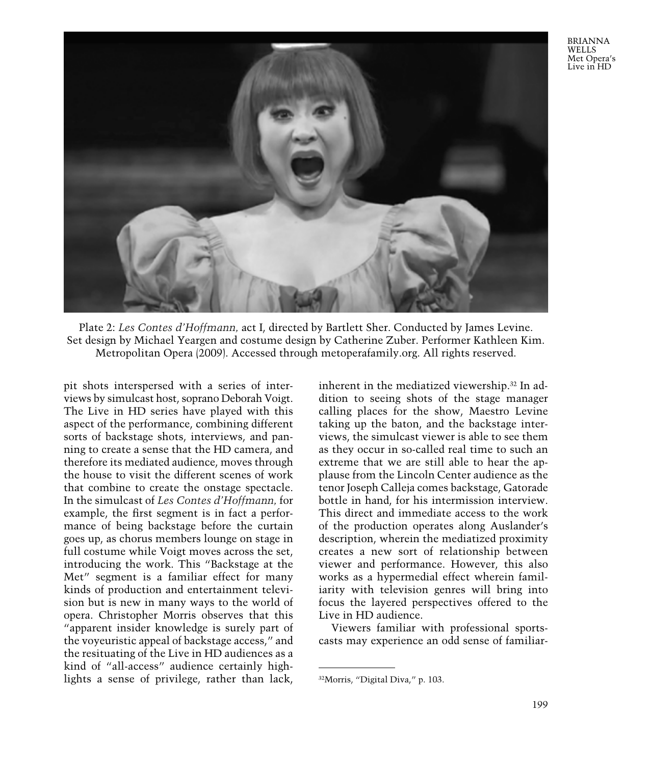Plate 2: *Les Contes d'Hoffmann,* act I, directed by Bartlett Sher. Conducted by James Levine. Set design by Michael Yeargen and costume design by Catherine Zuber. Performer Kathleen Kim. Metropolitan Opera (2009). Accessed through metoperafamily.org. All rights reserved.

pit shots interspersed with a series of interviews by simulcast host, soprano Deborah Voigt. The Live in HD series have played with this aspect of the performance, combining different sorts of backstage shots, interviews, and panning to create a sense that the HD camera, and therefore its mediated audience, moves through the house to visit the different scenes of work that combine to create the onstage spectacle. In the simulcast of *Les Contes d'Hoffmann,* for example, the first segment is in fact a performance of being backstage before the curtain goes up, as chorus members lounge on stage in full costume while Voigt moves across the set, introducing the work. This "Backstage at the Met" segment is a familiar effect for many kinds of production and entertainment television but is new in many ways to the world of opera. Christopher Morris observes that this "apparent insider knowledge is surely part of the voyeuristic appeal of backstage access," and the resituating of the Live in HD audiences as a kind of "all-access" audience certainly highlights a sense of privilege, rather than lack, inherent in the mediatized viewership.[32] In addition to seeing shots of the stage manager calling places for the show, Maestro Levine taking up the baton, and the backstage interviews, the simulcast viewer is able to see them as they occur in so-called real time to such an extreme that we are still able to hear the applause from the Lincoln Center audience as the tenor Joseph Calleja comes backstage, Gatorade bottle in hand, for his intermission interview. This direct and immediate access to the work of the production operates along Auslander's description, wherein the mediatized proximity creates a new sort of relationship between viewer and performance. However, this also works as a hypermedial effect wherein familiarity with television genres will bring into focus the layered perspectives offered to the Live in HD audience.

Viewers familiar with professional sportscasts may experience an odd sense of familiar-

[32] Morris, "Digital Diva," p. 103.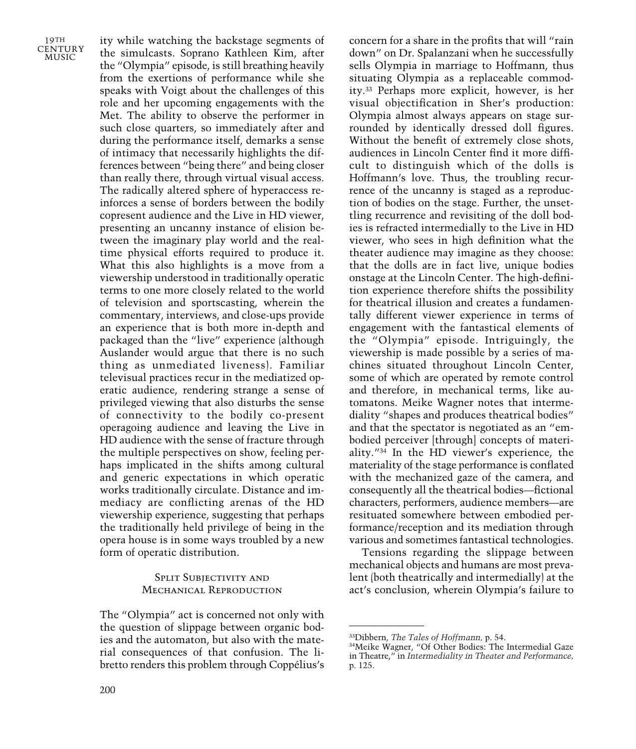ity while watching the backstage segments of the simulcasts. Soprano Kathleen Kim, after the "Olympia" episode, is still breathing heavily from the exertions of performance while she speaks with Voigt about the challenges of this role and her upcoming engagements with the Met. The ability to observe the performer in such close quarters, so immediately after and during the performance itself, demarks a sense of intimacy that necessarily highlights the differences between "being there" and being closer than really there, through virtual visual access. The radically altered sphere of hyperaccess reinforces a sense of borders between the bodily copresent audience and the Live in HD viewer, presenting an uncanny instance of elision between the imaginary play world and the real-time physical efforts required to produce it. What this also highlights is a move from a viewership understood in traditionally operatic terms to one more closely related to the world of television and sportscasting, wherein the commentary, interviews, and close-ups provide an experience that is both more in-depth and packaged than the "live" experience (although Auslander would argue that there is no such thing as unmediated liveness). Familiar televisual practices recur in the mediatized operatic audience, rendering strange a sense of privileged viewing that also disturbs the sense of connectivity to the bodily co-present operagoing audience and leaving the Live in HD audience with the sense of fracture through the multiple perspectives on show, feeling perhaps implicated in the shifts among cultural and generic expectations in which operatic works traditionally circulate. Distance and immediacy are conflicting arenas of the HD viewership experience, suggesting that perhaps the traditionally held privilege of being in the opera house is in some ways troubled by a new form of operatic distribution.

## Split Subjectivity and Mechanical Reproduction

The "Olympia" act is concerned not only with the question of slippage between organic bodies and the automaton, but also with the material consequences of that confusion. The libretto renders this problem through Coppélius's concern for a share in the profits that will "rain down" on Dr. Spalanzani when he successfully sells Olympia in marriage to Hoffmann, thus situating Olympia as a replaceable commodity.[33] Perhaps more explicit, however, is her visual objectification in Sher's production: Olympia almost always appears on stage surrounded by identically dressed doll figures. Without the benefit of extremely close shots, audiences in Lincoln Center find it more difficult to distinguish which of the dolls is Hoffmann's love. Thus, the troubling recurrence of the uncanny is staged as a reproduction of bodies on the stage. Further, the unsettling recurrence and revisiting of the doll bodies is refracted intermedially to the Live in HD viewer, who sees in high definition what the theater audience may imagine as they choose: that the dolls are in fact live, unique bodies onstage at the Lincoln Center. The high-definition experience therefore shifts the possibility for theatrical illusion and creates a fundamentally different viewer experience in terms of engagement with the fantastical elements of the "Olympia" episode. Intriguingly, the viewership is made possible by a series of machines situated throughout Lincoln Center, some of which are operated by remote control and therefore, in mechanical terms, like automatons. Meike Wagner notes that intermediality "shapes and produces theatrical bodies" and that the spectator is negotiated as an "embodied perceiver [through] concepts of materiality."[34] In the HD viewer's experience, the materiality of the stage performance is conflated with the mechanized gaze of the camera, and consequently all the theatrical bodies—fictional characters, performers, audience members—are resituated somewhere between embodied performance/reception and its mediation through various and sometimes fantastical technologies.

Tensions regarding the slippage between mechanical objects and humans are most prevalent (both theatrically and intermedially) at the act's conclusion, wherein Olympia's failure to

[33]Dibbern, *The Tales of Hoffmann*, p. 54.

[34]Meike Wagner, "Of Other Bodies: The Intermedial Gaze in Theatre," in *Intermediality in Theater and Performance*, p. 125.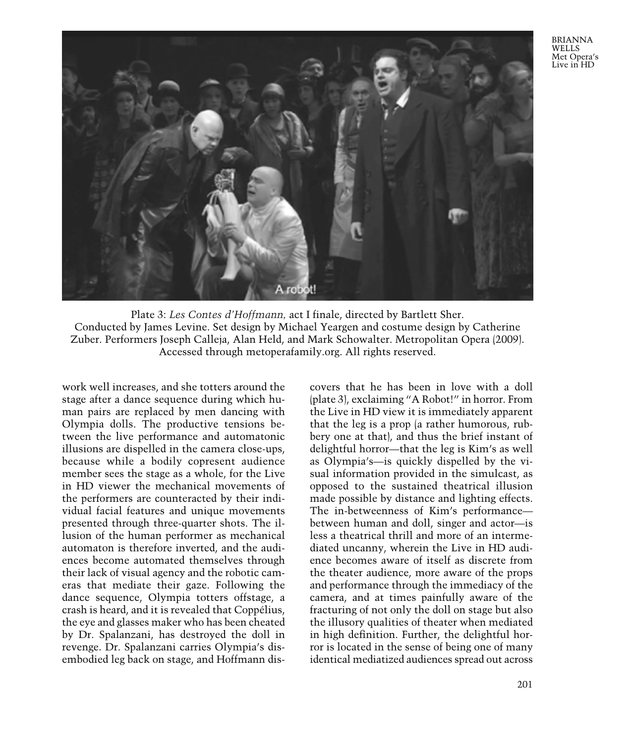Plate 3: *Les Contes d'Hoffmann,* act I finale, directed by Bartlett Sher. Conducted by James Levine. Set design by Michael Yeargen and costume design by Catherine Zuber. Performers Joseph Calleja, Alan Held, and Mark Schowalter. Metropolitan Opera (2009). Accessed through metoperafamily.org. All rights reserved.

work well increases, and she totters around the stage after a dance sequence during which human pairs are replaced by men dancing with Olympia dolls. The productive tensions between the live performance and automatonic illusions are dispelled in the camera close-ups, because while a bodily copresent audience member sees the stage as a whole, for the Live in HD viewer the mechanical movements of the performers are counteracted by their individual facial features and unique movements presented through three-quarter shots. The illusion of the human performer as mechanical automaton is therefore inverted, and the audiences become automated themselves through their lack of visual agency and the robotic cameras that mediate their gaze. Following the dance sequence, Olympia totters offstage, a crash is heard, and it is revealed that Coppélius, the eye and glasses maker who has been cheated by Dr. Spalanzani, has destroyed the doll in revenge. Dr. Spalanzani carries Olympia's disembodied leg back on stage, and Hoffmann discovers that he has been in love with a doll (plate 3), exclaiming "A Robot!" in horror. From the Live in HD view it is immediately apparent that the leg is a prop (a rather humorous, rubbery one at that), and thus the brief instant of delightful horror—that the leg is Kim's as well as Olympia's—is quickly dispelled by the visual information provided in the simulcast, as opposed to the sustained theatrical illusion made possible by distance and lighting effects. The in-betweenness of Kim's performance—between human and doll, singer and actor—is less a theatrical thrill and more of an intermediated uncanny, wherein the Live in HD audience becomes aware of itself as discrete from the theater audience, more aware of the props and performance through the immediacy of the camera, and at times painfully aware of the fracturing of not only the doll on stage but also the illusory qualities of theater when mediated in high definition. Further, the delightful horror is located in the sense of being one of many identical mediatized audiences spread out across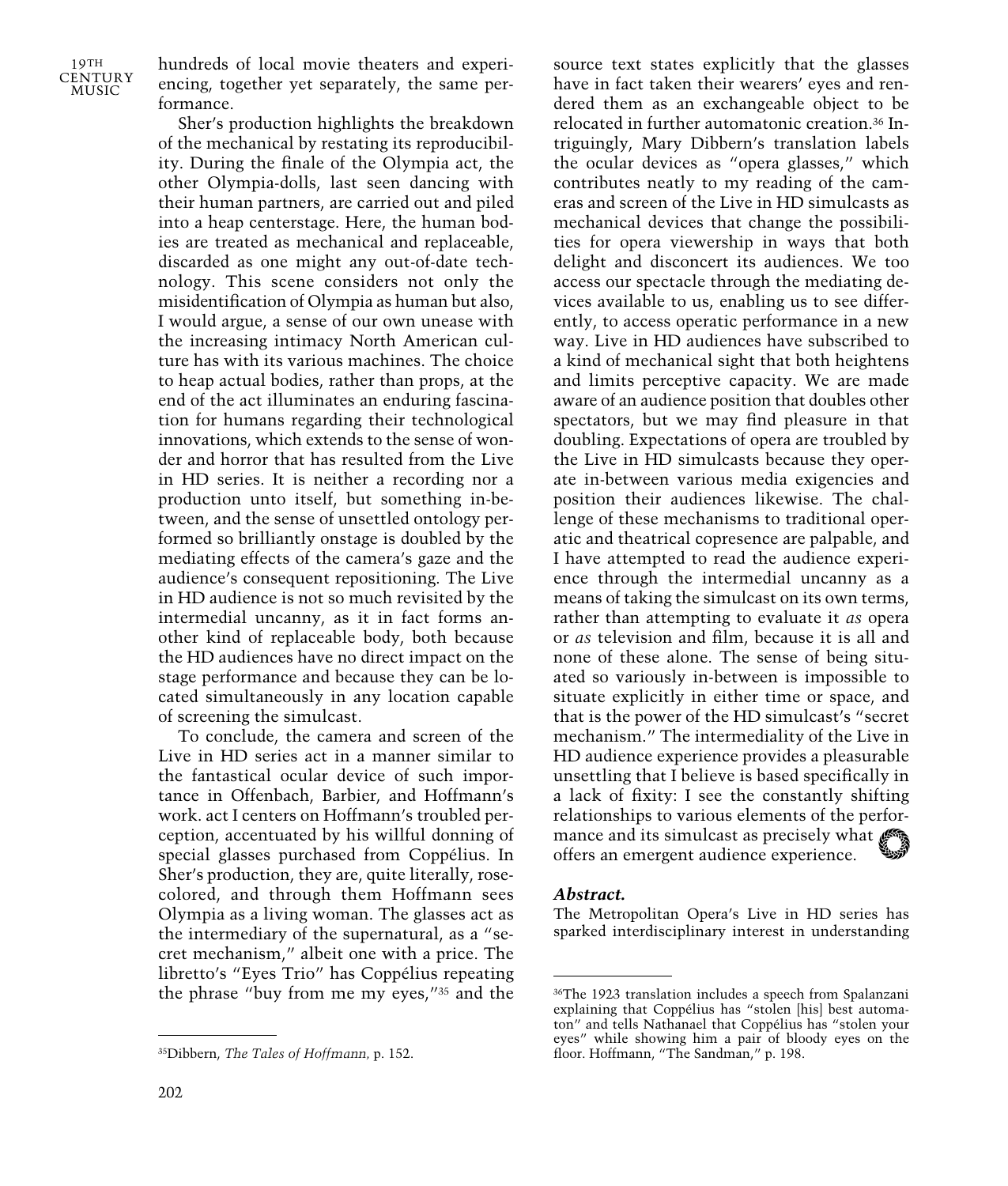hundreds of local movie theaters and experiencing, together yet separately, the same performance.

Sher's production highlights the breakdown of the mechanical by restating its reproducibility. During the finale of the Olympia act, the other Olympia-dolls, last seen dancing with their human partners, are carried out and piled into a heap centerstage. Here, the human bodies are treated as mechanical and replaceable, discarded as one might any out-of-date technology. This scene considers not only the misidentification of Olympia as human but also, I would argue, a sense of our own unease with the increasing intimacy North American culture has with its various machines. The choice to heap actual bodies, rather than props, at the end of the act illuminates an enduring fascination for humans regarding their technological innovations, which extends to the sense of wonder and horror that has resulted from the Live in HD series. It is neither a recording nor a production unto itself, but something in-between, and the sense of unsettled ontology performed so brilliantly onstage is doubled by the mediating effects of the camera's gaze and the audience's consequent repositioning. The Live in HD audience is not so much revisited by the intermedial uncanny, as it in fact forms another kind of replaceable body, both because the HD audiences have no direct impact on the stage performance and because they can be located simultaneously in any location capable of screening the simulcast.

To conclude, the camera and screen of the Live in HD series act in a manner similar to the fantastical ocular device of such importance in Offenbach, Barbier, and Hoffmann's work. act I centers on Hoffmann's troubled perception, accentuated by his willful donning of special glasses purchased from Coppélius. In Sher's production, they are, quite literally, rose-colored, and through them Hoffmann sees Olympia as a living woman. The glasses act as the intermediary of the supernatural, as a "secret mechanism," albeit one with a price. The libretto's "Eyes Trio" has Coppélius repeating the phrase "buy from me my eyes,"[35] and the source text states explicitly that the glasses have in fact taken their wearers' eyes and rendered them as an exchangeable object to be relocated in further automatonic creation.[36] Intriguingly, Mary Dibbern's translation labels the ocular devices as "opera glasses," which contributes neatly to my reading of the cameras and screen of the Live in HD simulcasts as mechanical devices that change the possibilities for opera viewership in ways that both delight and disconcert its audiences. We too access our spectacle through the mediating devices available to us, enabling us to see differently, to access operatic performance in a new way. Live in HD audiences have subscribed to a kind of mechanical sight that both heightens and limits perceptive capacity. We are made aware of an audience position that doubles other spectators, but we may find pleasure in that doubling. Expectations of opera are troubled by the Live in HD simulcasts because they operate in-between various media exigencies and position their audiences likewise. The challenge of these mechanisms to traditional operatic and theatrical copresence are palpable, and I have attempted to read the audience experience through the intermedial uncanny as a means of taking the simulcast on its own terms, rather than attempting to evaluate it *as* opera or *as* television and film, because it is all and none of these alone. The sense of being situated so variously in-between is impossible to situate explicitly in either time or space, and that is the power of the HD simulcast's "secret mechanism." The intermediality of the Live in HD audience experience provides a pleasurable unsettling that I believe is based specifically in a lack of fixity: I see the constantly shifting relationships to various elements of the performance and its simulcast as precisely what offers an emergent audience experience.

***Abstract.***

The Metropolitan Opera's Live in HD series has sparked interdisciplinary interest in understanding

---

[35] Dibbern, *The Tales of Hoffmann,* p. 152.

[36] The 1923 translation includes a speech from Spalanzani explaining that Coppélius has "stolen [his] best automaton" and tells Nathanael that Coppélius has "stolen your eyes" while showing him a pair of bloody eyes on the floor. Hoffmann, "The Sandman," p. 198.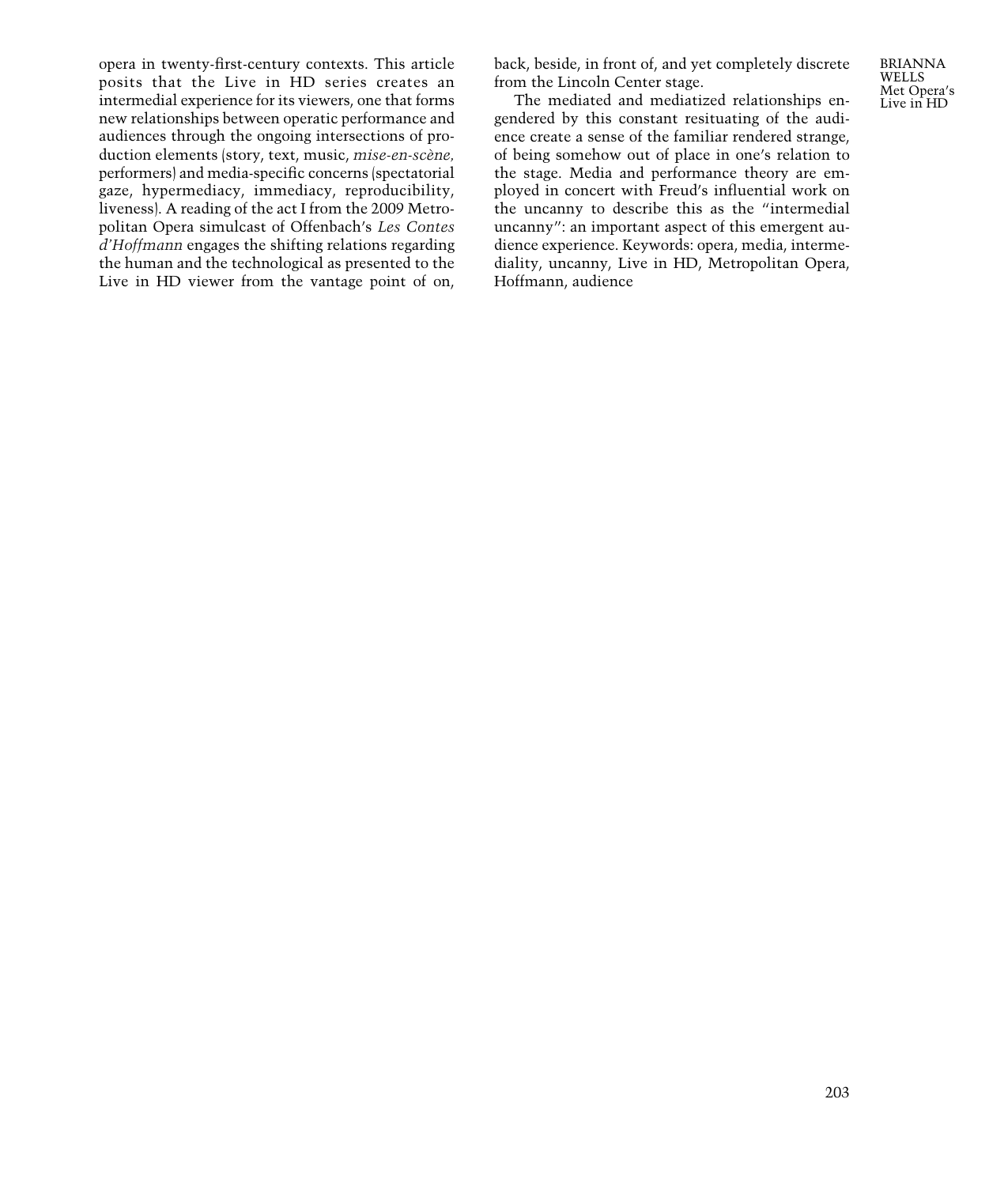opera in twenty-first-century contexts. This article posits that the Live in HD series creates an intermedial experience for its viewers, one that forms new relationships between operatic performance and audiences through the ongoing intersections of production elements (story, text, music, *mise-en-scène,* performers) and media-specific concerns (spectatorial gaze, hypermediacy, immediacy, reproducibility, liveness). A reading of the act I from the 2009 Metropolitan Opera simulcast of Offenbach's *Les Contes d'Hoffmann* engages the shifting relations regarding the human and the technological as presented to the Live in HD viewer from the vantage point of on, back, beside, in front of, and yet completely discrete from the Lincoln Center stage.

The mediated and mediatized relationships engendered by this constant resituating of the audience create a sense of the familiar rendered strange, of being somehow out of place in one's relation to the stage. Media and performance theory are employed in concert with Freud's influential work on the uncanny to describe this as the "intermedial uncanny": an important aspect of this emergent audience experience. Keywords: opera, media, intermediality, uncanny, Live in HD, Metropolitan Opera, Hoffmann, audience